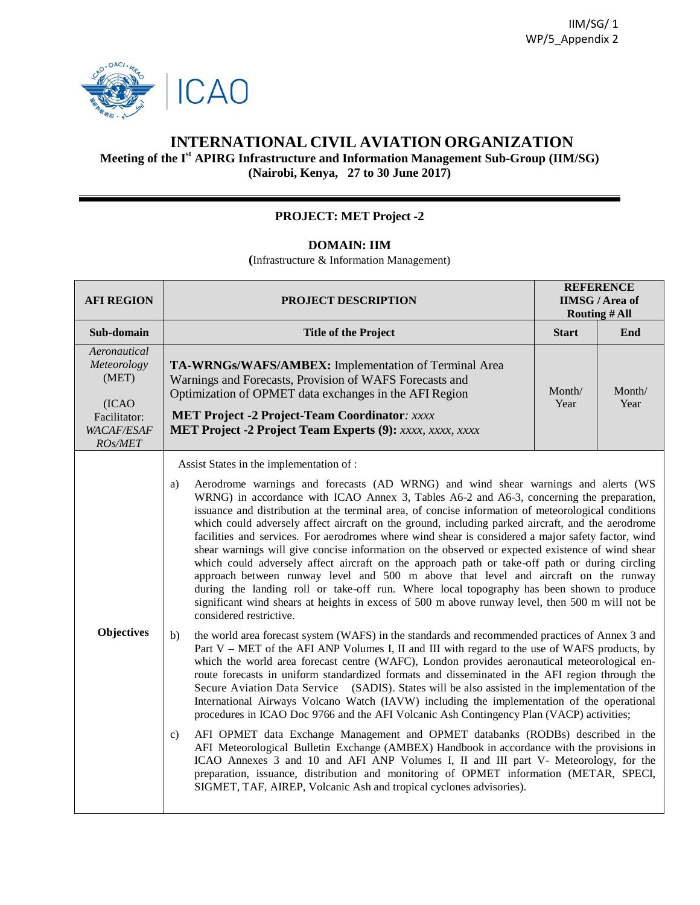IIM/SG/ 1
WP/5_Appendix 2

# INTERNATIONAL CIVIL AVIATION ORGANIZATION

**Meeting of the I[st] APIRG Infrastructure and Information Management Sub-Group (IIM/SG)**
**(Nairobi, Kenya, 27 to 30 June 2017)**

## PROJECT: MET Project -2

**DOMAIN: IIM**
**(**Infrastructure & Information Management)

| AFI REGION | PROJECT DESCRIPTION | REFERENCE IIMSG / Area of Routing # All | |
|---|---|---|---|
| **Sub-domain** | **Title of the Project** | **Start** | **End** |
| *Aeronautical Meteorology* (MET)<br><br>(ICAO Facilitator: *WACAF/ESAF ROs/MET*) | **TA-WRNGs/WAFS/AMBEX:** Implementation of Terminal Area Warnings and Forecasts, Provision of WAFS Forecasts and Optimization of OPMET data exchanges in the AFI Region<br><br>**MET Project -2 Project-Team Coordinator***: xxxx*<br>**MET Project -2 Project Team Experts (9):** *xxxx, xxxx, xxxx* | Month/ Year | Month/ Year |
| **Objectives** | Assist States in the implementation of :<br><br>a) Aerodrome warnings and forecasts (AD WRNG) and wind shear warnings and alerts (WS WRNG) in accordance with ICAO Annex 3, Tables A6-2 and A6-3, concerning the preparation, issuance and distribution at the terminal area, of concise information of meteorological conditions which could adversely affect aircraft on the ground, including parked aircraft, and the aerodrome facilities and services. For aerodromes where wind shear is considered a major safety factor, wind shear warnings will give concise information on the observed or expected existence of wind shear which could adversely affect aircraft on the approach path or take-off path or during circling approach between runway level and 500 m above that level and aircraft on the runway during the landing roll or take-off run. Where local topography has been shown to produce significant wind shears at heights in excess of 500 m above runway level, then 500 m will not be considered restrictive.<br><br>b) the world area forecast system (WAFS) in the standards and recommended practices of Annex 3 and Part V – MET of the AFI ANP Volumes I, II and III with regard to the use of WAFS products, by which the world area forecast centre (WAFC), London provides aeronautical meteorological en-route forecasts in uniform standardized formats and disseminated in the AFI region through the Secure Aviation Data Service (SADIS). States will be also assisted in the implementation of the International Airways Volcano Watch (IAVW) including the implementation of the operational procedures in ICAO Doc 9766 and the AFI Volcanic Ash Contingency Plan (VACP) activities;<br><br>c) AFI OPMET data Exchange Management and OPMET databanks (RODBs) described in the AFI Meteorological Bulletin Exchange (AMBEX) Handbook in accordance with the provisions in ICAO Annexes 3 and 10 and AFI ANP Volumes I, II and III part V- Meteorology, for the preparation, issuance, distribution and monitoring of OPMET information (METAR, SPECI, SIGMET, TAF, AIREP, Volcanic Ash and tropical cyclones advisories). | | |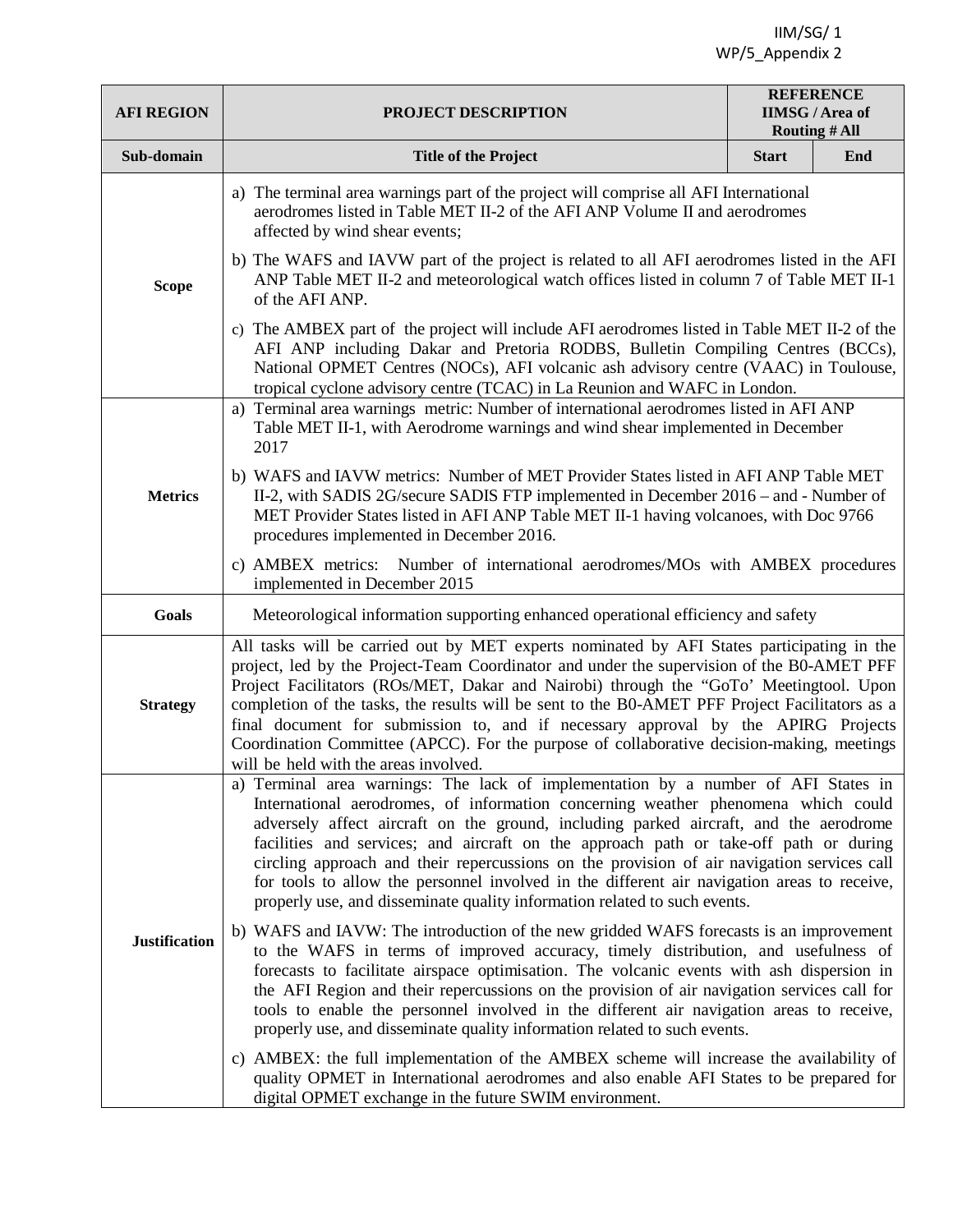IIM/SG/ 1
WP/5_Appendix 2

| AFI REGION | PROJECT DESCRIPTION | REFERENCE IIMSG / Area of Routing # All | |
|---|---|---|---|
| Sub-domain | Title of the Project | Start | End |
| Scope | a) The terminal area warnings part of the project will comprise all AFI International aerodromes listed in Table MET II-2 of the AFI ANP Volume II and aerodromes affected by wind shear events;<br>b) The WAFS and IAVW part of the project is related to all AFI aerodromes listed in the AFI ANP Table MET II-2 and meteorological watch offices listed in column 7 of Table MET II-1 of the AFI ANP.<br>c) The AMBEX part of the project will include AFI aerodromes listed in Table MET II-2 of the AFI ANP including Dakar and Pretoria RODBS, Bulletin Compiling Centres (BCCs), National OPMET Centres (NOCs), AFI volcanic ash advisory centre (VAAC) in Toulouse, tropical cyclone advisory centre (TCAC) in La Reunion and WAFC in London. | | |
| Metrics | a) Terminal area warnings metric: Number of international aerodromes listed in AFI ANP Table MET II-1, with Aerodrome warnings and wind shear implemented in December 2017<br>b) WAFS and IAVW metrics: Number of MET Provider States listed in AFI ANP Table MET II-2, with SADIS 2G/secure SADIS FTP implemented in December 2016 – and - Number of MET Provider States listed in AFI ANP Table MET II-1 having volcanoes, with Doc 9766 procedures implemented in December 2016.<br>c) AMBEX metrics: Number of international aerodromes/MOs with AMBEX procedures implemented in December 2015 | | |
| Goals | Meteorological information supporting enhanced operational efficiency and safety | | |
| Strategy | All tasks will be carried out by MET experts nominated by AFI States participating in the project, led by the Project-Team Coordinator and under the supervision of the B0-AMET PFF Project Facilitators (ROs/MET, Dakar and Nairobi) through the "GoTo' Meetingtool. Upon completion of the tasks, the results will be sent to the B0-AMET PFF Project Facilitators as a final document for submission to, and if necessary approval by the APIRG Projects Coordination Committee (APCC). For the purpose of collaborative decision-making, meetings will be held with the areas involved. | | |
| Justification | a) Terminal area warnings: The lack of implementation by a number of AFI States in International aerodromes, of information concerning weather phenomena which could adversely affect aircraft on the ground, including parked aircraft, and the aerodrome facilities and services; and aircraft on the approach path or take-off path or during circling approach and their repercussions on the provision of air navigation services call for tools to allow the personnel involved in the different air navigation areas to receive, properly use, and disseminate quality information related to such events.<br>b) WAFS and IAVW: The introduction of the new gridded WAFS forecasts is an improvement to the WAFS in terms of improved accuracy, timely distribution, and usefulness of forecasts to facilitate airspace optimisation. The volcanic events with ash dispersion in the AFI Region and their repercussions on the provision of air navigation services call for tools to enable the personnel involved in the different air navigation areas to receive, properly use, and disseminate quality information related to such events.<br>c) AMBEX: the full implementation of the AMBEX scheme will increase the availability of quality OPMET in International aerodromes and also enable AFI States to be prepared for digital OPMET exchange in the future SWIM environment. | | |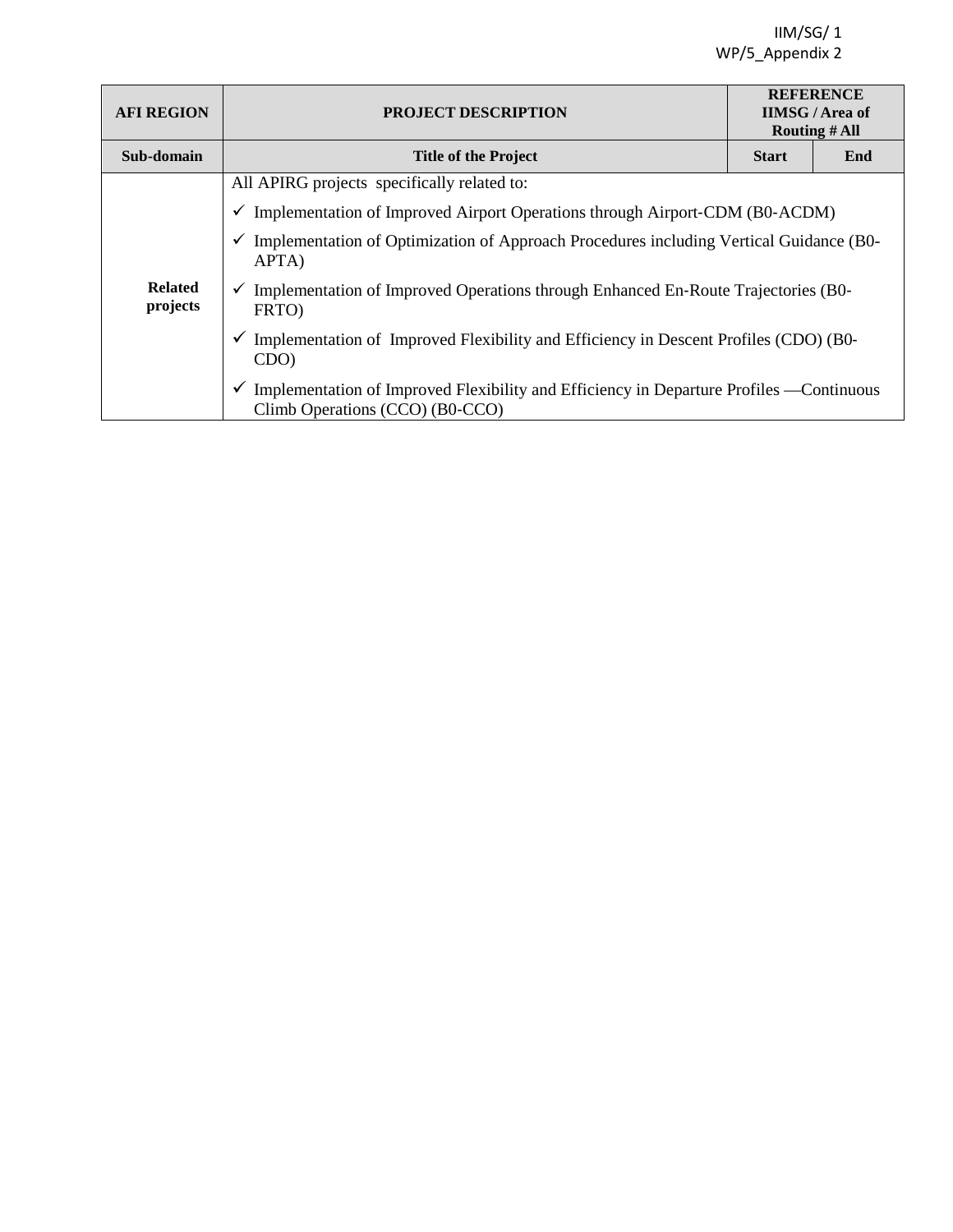| AFI REGION | PROJECT DESCRIPTION | REFERENCE IIMSG / Area of Routing # All | |
|---|---|---|---|
| **Sub-domain** | **Title of the Project** | **Start** | **End** |
| **Related projects** | All APIRG projects specifically related to:<br>✓ Implementation of Improved Airport Operations through Airport-CDM (B0-ACDM)<br>✓ Implementation of Optimization of Approach Procedures including Vertical Guidance (B0-APTA)<br>✓ Implementation of Improved Operations through Enhanced En-Route Trajectories (B0-FRTO)<br>✓ Implementation of Improved Flexibility and Efficiency in Descent Profiles (CDO) (B0-CDO)<br>✓ Implementation of Improved Flexibility and Efficiency in Departure Profiles —Continuous Climb Operations (CCO) (B0-CCO) | | |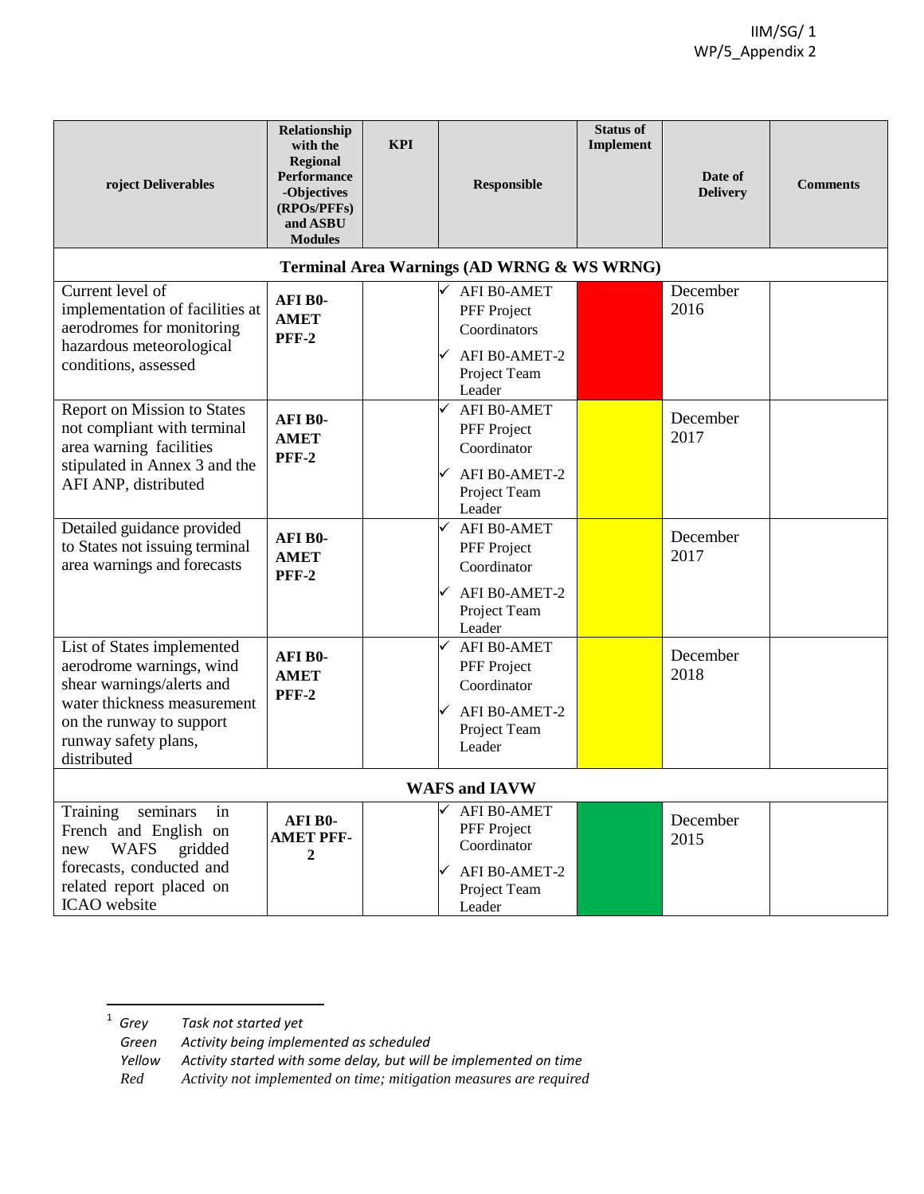| roject Deliverables | Relationship with the Regional Performance -Objectives (RPOs/PFFs) and ASBU Modules | KPI | Responsible | Status of Implement | Date of Delivery | Comments |
|---|---|---|---|---|---|---|
| **Terminal Area Warnings (AD WRNG & WS WRNG)** | | | | | | |
| Current level of implementation of facilities at aerodromes for monitoring hazardous meteorological conditions, assessed | **AFI B0-AMET PFF-2** | | ✓ AFI B0-AMET PFF Project Coordinators ✓ AFI B0-AMET-2 Project Team Leader | Red | December 2016 | |
| Report on Mission to States not compliant with terminal area warning facilities stipulated in Annex 3 and the AFI ANP, distributed | **AFI B0-AMET PFF-2** | | ✓ AFI B0-AMET PFF Project Coordinator ✓ AFI B0-AMET-2 Project Team Leader | Yellow | December 2017 | |
| Detailed guidance provided to States not issuing terminal area warnings and forecasts | **AFI B0-AMET PFF-2** | | ✓ AFI B0-AMET PFF Project Coordinator ✓ AFI B0-AMET-2 Project Team Leader | Yellow | December 2017 | |
| List of States implemented aerodrome warnings, wind shear warnings/alerts and water thickness measurement on the runway to support runway safety plans, distributed | **AFI B0-AMET PFF-2** | | ✓ AFI B0-AMET PFF Project Coordinator ✓ AFI B0-AMET-2 Project Team Leader | Yellow | December 2018 | |
| **WAFS and IAVW** | | | | | | |
| Training seminars in French and English on new WAFS gridded forecasts, conducted and related report placed on ICAO website | **AFI B0-AMET PFF-2** | | ✓ AFI B0-AMET PFF Project Coordinator ✓ AFI B0-AMET-2 Project Team Leader | Green | December 2015 | |

[1] *Grey* *Task not started yet*
*Green* *Activity being implemented as scheduled*
*Yellow* *Activity started with some delay, but will be implemented on time*
*Red* *Activity not implemented on time; mitigation measures are required*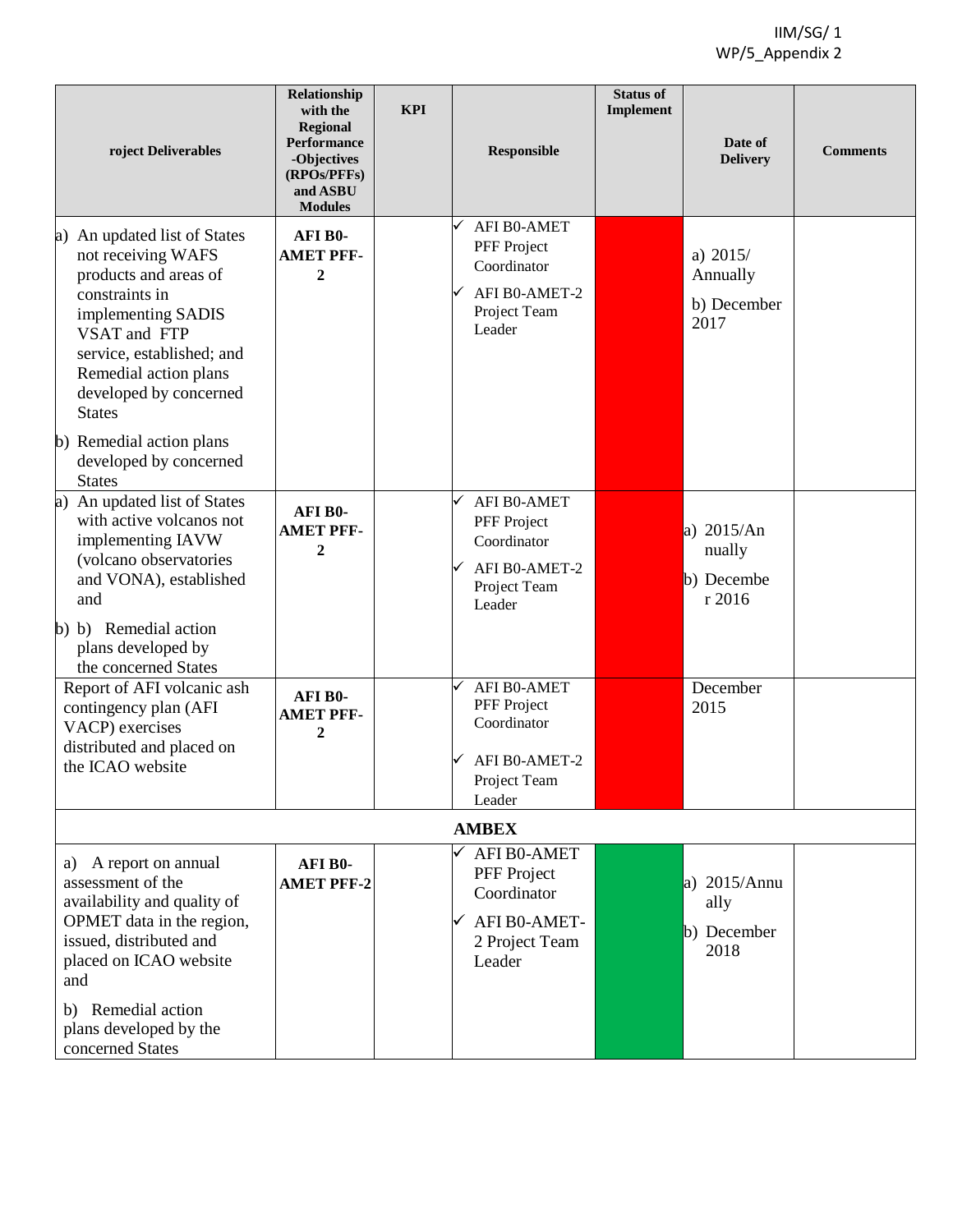| roject Deliverables | Relationship with the Regional Performance -Objectives (RPOs/PFFs) and ASBU Modules | KPI | Responsible | Status of Implement | Date of Delivery | Comments |
|---|---|---|---|---|---|---|
| a) An updated list of States not receiving WAFS products and areas of constraints in implementing SADIS VSAT and FTP service, established; and Remedial action plans developed by concerned States<br>b) Remedial action plans developed by concerned States | **AFI B0-AMET PFF-2** | | ✓ AFI B0-AMET PFF Project Coordinator<br>✓ AFI B0-AMET-2 Project Team Leader | | a) 2015/ Annually<br>b) December 2017 | |
| a) An updated list of States with active volcanos not implementing IAVW (volcano observatories and VONA), established and<br>b) b) Remedial action plans developed by the concerned States | **AFI B0-AMET PFF-2** | | ✓ AFI B0-AMET PFF Project Coordinator<br>✓ AFI B0-AMET-2 Project Team Leader | | a) 2015/Annually<br>b) December 2016 | |
| Report of AFI volcanic ash contingency plan (AFI VACP) exercises distributed and placed on the ICAO website | **AFI B0-AMET PFF-2** | | ✓ AFI B0-AMET PFF Project Coordinator<br>✓ AFI B0-AMET-2 Project Team Leader | | December 2015 | |
| | | | **AMBEX** | | | |
| a) A report on annual assessment of the availability and quality of OPMET data in the region, issued, distributed and placed on ICAO website and<br>b) Remedial action plans developed by the concerned States | **AFI B0-AMET PFF-2** | | ✓ AFI B0-AMET PFF Project Coordinator<br>✓ AFI B0-AMET-2 Project Team Leader | | a) 2015/Annually<br>b) December 2018 | |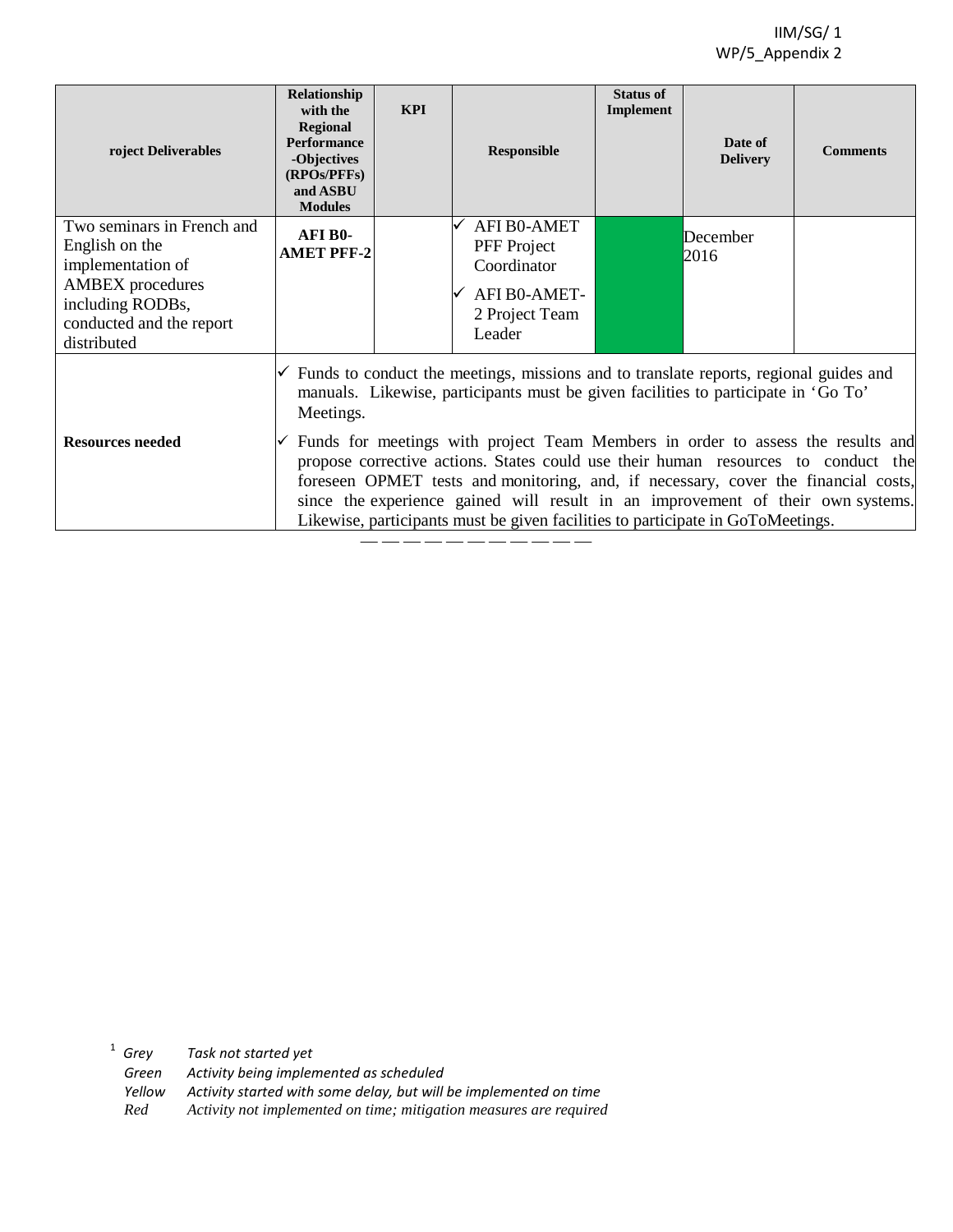| roject Deliverables | Relationship with the Regional Performance -Objectives (RPOs/PFFs) and ASBU Modules | KPI | Responsible | Status of Implement | Date of Delivery | Comments |
|---|---|---|---|---|---|---|
| Two seminars in French and English on the implementation of AMBEX procedures including RODBs, conducted and the report distributed | **AFI B0-AMET PFF-2** | | ✓ AFI B0-AMET PFF Project Coordinator<br>✓ AFI B0-AMET-2 Project Team Leader | | December 2016 | |
| **Resources needed** | ✓ Funds to conduct the meetings, missions and to translate reports, regional guides and manuals. Likewise, participants must be given facilities to participate in 'Go To' Meetings.<br>✓ Funds for meetings with project Team Members in order to assess the results and propose corrective actions. States could use their human resources to conduct the foreseen OPMET tests and monitoring, and, if necessary, cover the financial costs, since the experience gained will result in an improvement of their own systems. Likewise, participants must be given facilities to participate in GoToMeetings. | | | | | |

— — — — — — — — — — — —

[1] *Grey* *Task not started yet*
*Green* *Activity being implemented as scheduled*
*Yellow* *Activity started with some delay, but will be implemented on time*
*Red* *Activity not implemented on time; mitigation measures are required*